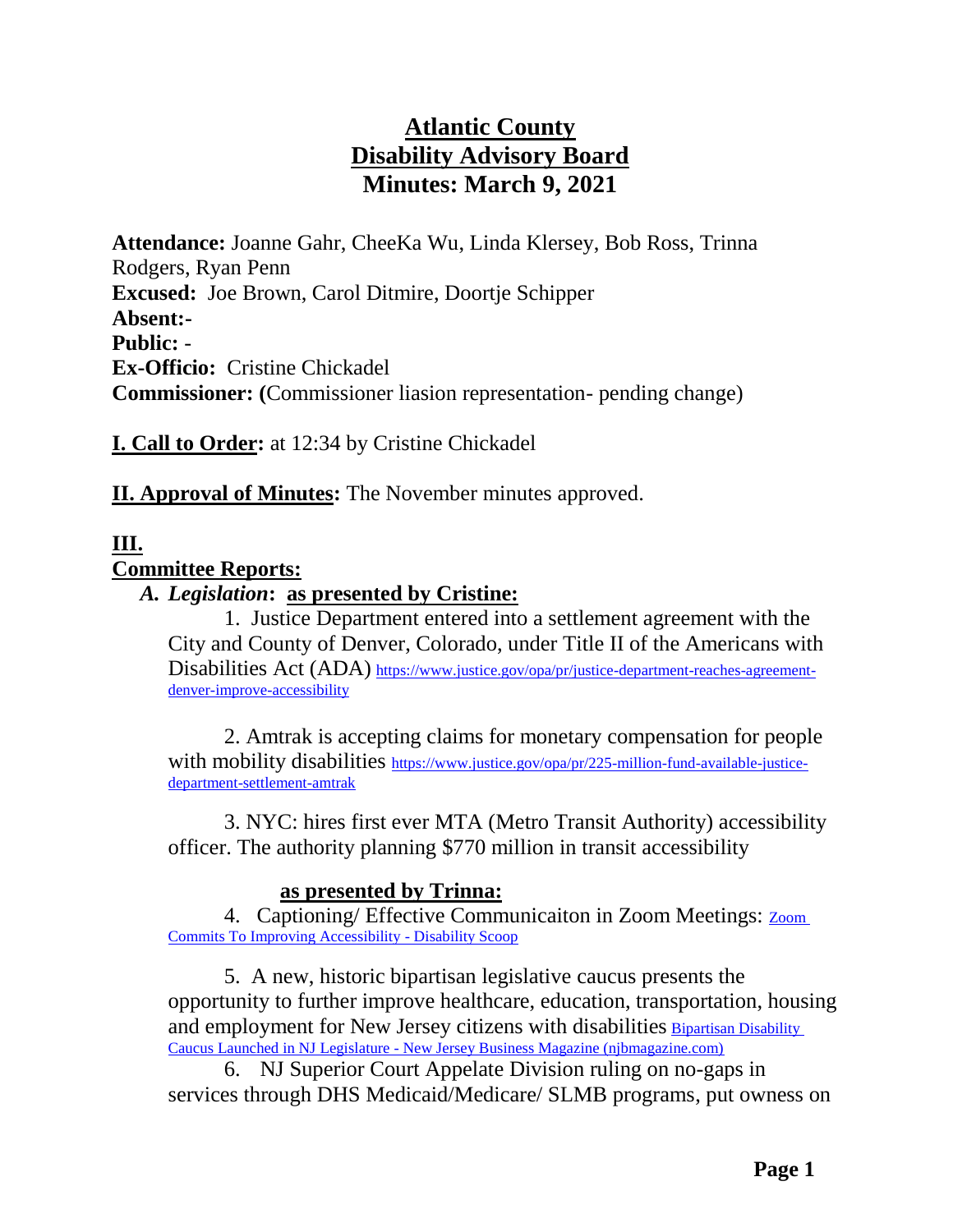# Atlantic County
# Disability Advisory Board
# Minutes: March 9, 2021

**Attendance:** Joanne Gahr, CheeKa Wu, Linda Klersey, Bob Ross, Trinna Rodgers, Ryan Penn
**Excused:** Joe Brown, Carol Ditmire, Doortje Schipper
**Absent:**-
**Public:** -
**Ex-Officio:** Cristine Chickadel
**Commissioner:** (Commissioner liasion representation- pending change)

**I. Call to Order:** at 12:34 by Cristine Chickadel

**II. Approval of Minutes:** The November minutes approved.

**III.**
**Committee Reports:**

*A. Legislation*: **as presented by Cristine:**

1. Justice Department entered into a settlement agreement with the City and County of Denver, Colorado, under Title II of the Americans with Disabilities Act (ADA) https://www.justice.gov/opa/pr/justice-department-reaches-agreement-denver-improve-accessibility

2. Amtrak is accepting claims for monetary compensation for people with mobility disabilities https://www.justice.gov/opa/pr/225-million-fund-available-justice-department-settlement-amtrak

3. NYC: hires first ever MTA (Metro Transit Authority) accessibility officer. The authority planning $770 million in transit accessibility

**as presented by Trinna:**

4. Captioning/ Effective Communicaiton in Zoom Meetings: Zoom Commits To Improving Accessibility - Disability Scoop

5. A new, historic bipartisan legislative caucus presents the opportunity to further improve healthcare, education, transportation, housing and employment for New Jersey citizens with disabilities Bipartisan Disability Caucus Launched in NJ Legislature - New Jersey Business Magazine (njbmagazine.com)

6. NJ Superior Court Appelate Division ruling on no-gaps in services through DHS Medicaid/Medicare/ SLMB programs, put owness on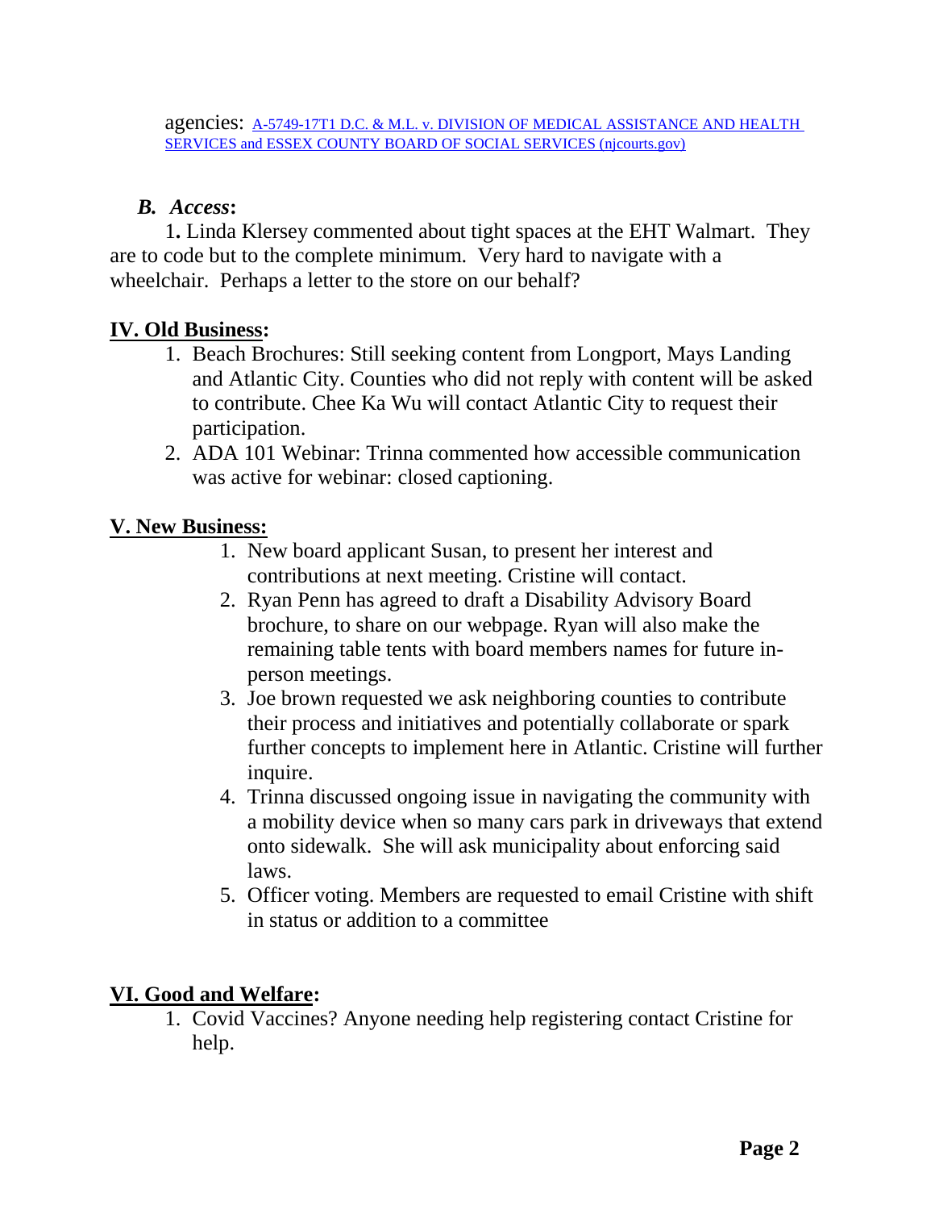agencies: [A-5749-17T1 D.C. & M.L. v. DIVISION OF MEDICAL ASSISTANCE AND HEALTH SERVICES and ESSEX COUNTY BOARD OF SOCIAL SERVICES (njcourts.gov)]

### *B. Access*:

1. Linda Klersey commented about tight spaces at the EHT Walmart. They are to code but to the complete minimum. Very hard to navigate with a wheelchair. Perhaps a letter to the store on our behalf?

## IV. Old Business:

1. Beach Brochures: Still seeking content from Longport, Mays Landing and Atlantic City. Counties who did not reply with content will be asked to contribute. Chee Ka Wu will contact Atlantic City to request their participation.
2. ADA 101 Webinar: Trinna commented how accessible communication was active for webinar: closed captioning.

## V. New Business:

1. New board applicant Susan, to present her interest and contributions at next meeting. Cristine will contact.
2. Ryan Penn has agreed to draft a Disability Advisory Board brochure, to share on our webpage. Ryan will also make the remaining table tents with board members names for future in-person meetings.
3. Joe brown requested we ask neighboring counties to contribute their process and initiatives and potentially collaborate or spark further concepts to implement here in Atlantic. Cristine will further inquire.
4. Trinna discussed ongoing issue in navigating the community with a mobility device when so many cars park in driveways that extend onto sidewalk. She will ask municipality about enforcing said laws.
5. Officer voting. Members are requested to email Cristine with shift in status or addition to a committee

## VI. Good and Welfare:

1. Covid Vaccines? Anyone needing help registering contact Cristine for help.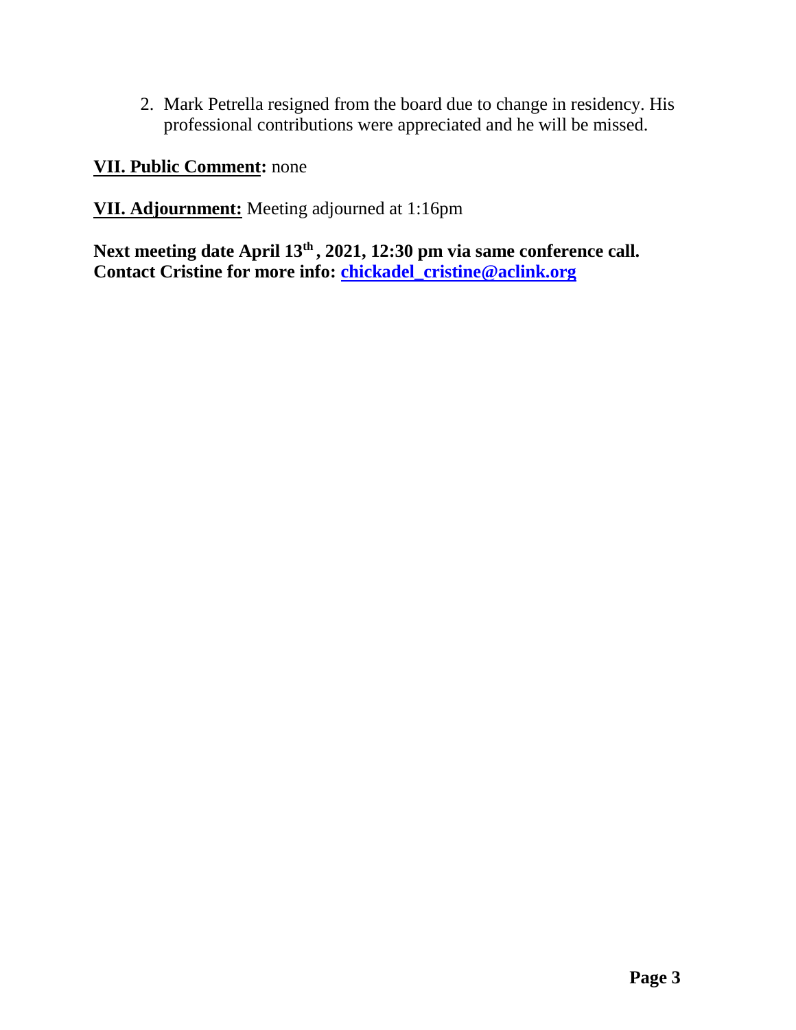2. Mark Petrella resigned from the board due to change in residency. His professional contributions were appreciated and he will be missed.

**VII. Public Comment:** none

**VII. Adjournment:** Meeting adjourned at 1:16pm

**Next meeting date April 13th , 2021, 12:30 pm via same conference call.**
**Contact Cristine for more info: chickadel_cristine@aclink.org**